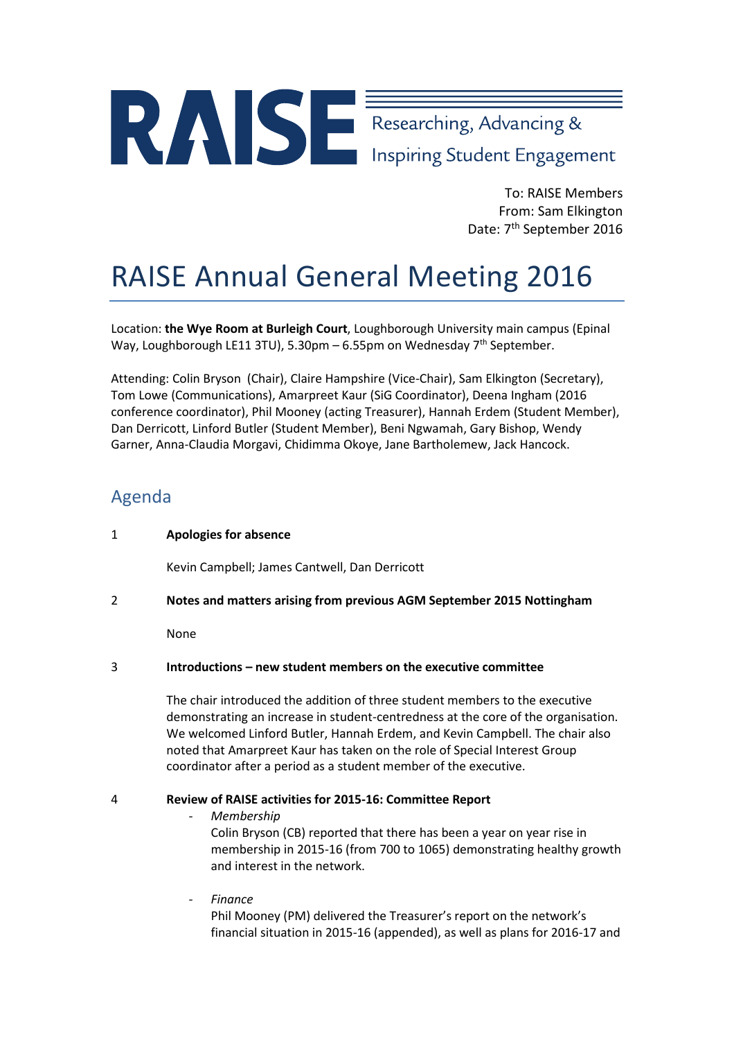RAISE Researching, Advancing & Inspiring Student Engagement

To: RAISE Members
From: Sam Elkington
Date: 7th September 2016

# RAISE Annual General Meeting 2016

Location: **the Wye Room at Burleigh Court**, Loughborough University main campus (Epinal Way, Loughborough LE11 3TU), 5.30pm – 6.55pm on Wednesday 7th September.

Attending: Colin Bryson (Chair), Claire Hampshire (Vice-Chair), Sam Elkington (Secretary), Tom Lowe (Communications), Amarpreet Kaur (SiG Coordinator), Deena Ingham (2016 conference coordinator), Phil Mooney (acting Treasurer), Hannah Erdem (Student Member), Dan Derricott, Linford Butler (Student Member), Beni Ngwamah, Gary Bishop, Wendy Garner, Anna-Claudia Morgavi, Chidimma Okoye, Jane Bartholemew, Jack Hancock.

## Agenda

1 **Apologies for absence**

Kevin Campbell; James Cantwell, Dan Derricott

2 **Notes and matters arising from previous AGM September 2015 Nottingham**

None

3 **Introductions – new student members on the executive committee**

The chair introduced the addition of three student members to the executive demonstrating an increase in student-centredness at the core of the organisation. We welcomed Linford Butler, Hannah Erdem, and Kevin Campbell. The chair also noted that Amarpreet Kaur has taken on the role of Special Interest Group coordinator after a period as a student member of the executive.

4 **Review of RAISE activities for 2015-16: Committee Report**

- *Membership*

  Colin Bryson (CB) reported that there has been a year on year rise in membership in 2015-16 (from 700 to 1065) demonstrating healthy growth and interest in the network.

- *Finance*

  Phil Mooney (PM) delivered the Treasurer's report on the network's financial situation in 2015-16 (appended), as well as plans for 2016-17 and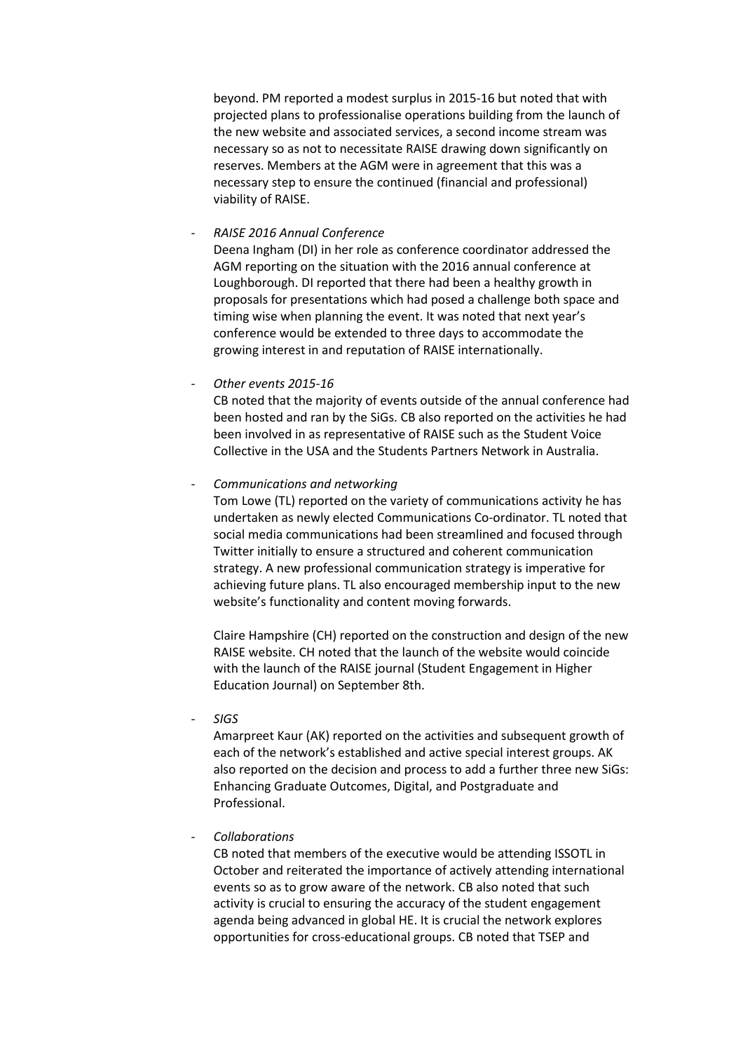beyond. PM reported a modest surplus in 2015-16 but noted that with projected plans to professionalise operations building from the launch of the new website and associated services, a second income stream was necessary so as not to necessitate RAISE drawing down significantly on reserves. Members at the AGM were in agreement that this was a necessary step to ensure the continued (financial and professional) viability of RAISE.

- *RAISE 2016 Annual Conference*

  Deena Ingham (DI) in her role as conference coordinator addressed the AGM reporting on the situation with the 2016 annual conference at Loughborough. DI reported that there had been a healthy growth in proposals for presentations which had posed a challenge both space and timing wise when planning the event. It was noted that next year's conference would be extended to three days to accommodate the growing interest in and reputation of RAISE internationally.

- *Other events 2015-16*

  CB noted that the majority of events outside of the annual conference had been hosted and ran by the SiGs. CB also reported on the activities he had been involved in as representative of RAISE such as the Student Voice Collective in the USA and the Students Partners Network in Australia.

- *Communications and networking*

  Tom Lowe (TL) reported on the variety of communications activity he has undertaken as newly elected Communications Co-ordinator. TL noted that social media communications had been streamlined and focused through Twitter initially to ensure a structured and coherent communication strategy. A new professional communication strategy is imperative for achieving future plans. TL also encouraged membership input to the new website's functionality and content moving forwards.

  Claire Hampshire (CH) reported on the construction and design of the new RAISE website. CH noted that the launch of the website would coincide with the launch of the RAISE journal (Student Engagement in Higher Education Journal) on September 8th.

- *SIGS*

  Amarpreet Kaur (AK) reported on the activities and subsequent growth of each of the network's established and active special interest groups. AK also reported on the decision and process to add a further three new SiGs: Enhancing Graduate Outcomes, Digital, and Postgraduate and Professional.

- *Collaborations*

  CB noted that members of the executive would be attending ISSOTL in October and reiterated the importance of actively attending international events so as to grow aware of the network. CB also noted that such activity is crucial to ensuring the accuracy of the student engagement agenda being advanced in global HE. It is crucial the network explores opportunities for cross-educational groups. CB noted that TSEP and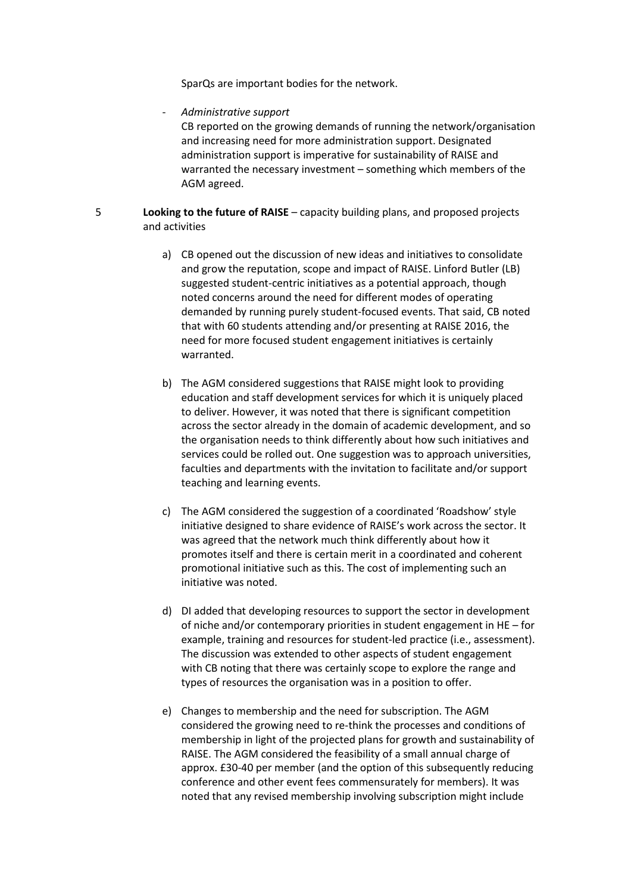SparQs are important bodies for the network.

- *Administrative support*

  CB reported on the growing demands of running the network/organisation and increasing need for more administration support. Designated administration support is imperative for sustainability of RAISE and warranted the necessary investment – something which members of the AGM agreed.

5 **Looking to the future of RAISE** – capacity building plans, and proposed projects and activities

a) CB opened out the discussion of new ideas and initiatives to consolidate and grow the reputation, scope and impact of RAISE. Linford Butler (LB) suggested student-centric initiatives as a potential approach, though noted concerns around the need for different modes of operating demanded by running purely student-focused events. That said, CB noted that with 60 students attending and/or presenting at RAISE 2016, the need for more focused student engagement initiatives is certainly warranted.

b) The AGM considered suggestions that RAISE might look to providing education and staff development services for which it is uniquely placed to deliver. However, it was noted that there is significant competition across the sector already in the domain of academic development, and so the organisation needs to think differently about how such initiatives and services could be rolled out. One suggestion was to approach universities, faculties and departments with the invitation to facilitate and/or support teaching and learning events.

c) The AGM considered the suggestion of a coordinated 'Roadshow' style initiative designed to share evidence of RAISE's work across the sector. It was agreed that the network much think differently about how it promotes itself and there is certain merit in a coordinated and coherent promotional initiative such as this. The cost of implementing such an initiative was noted.

d) DI added that developing resources to support the sector in development of niche and/or contemporary priorities in student engagement in HE – for example, training and resources for student-led practice (i.e., assessment). The discussion was extended to other aspects of student engagement with CB noting that there was certainly scope to explore the range and types of resources the organisation was in a position to offer.

e) Changes to membership and the need for subscription. The AGM considered the growing need to re-think the processes and conditions of membership in light of the projected plans for growth and sustainability of RAISE. The AGM considered the feasibility of a small annual charge of approx. £30-40 per member (and the option of this subsequently reducing conference and other event fees commensurately for members). It was noted that any revised membership involving subscription might include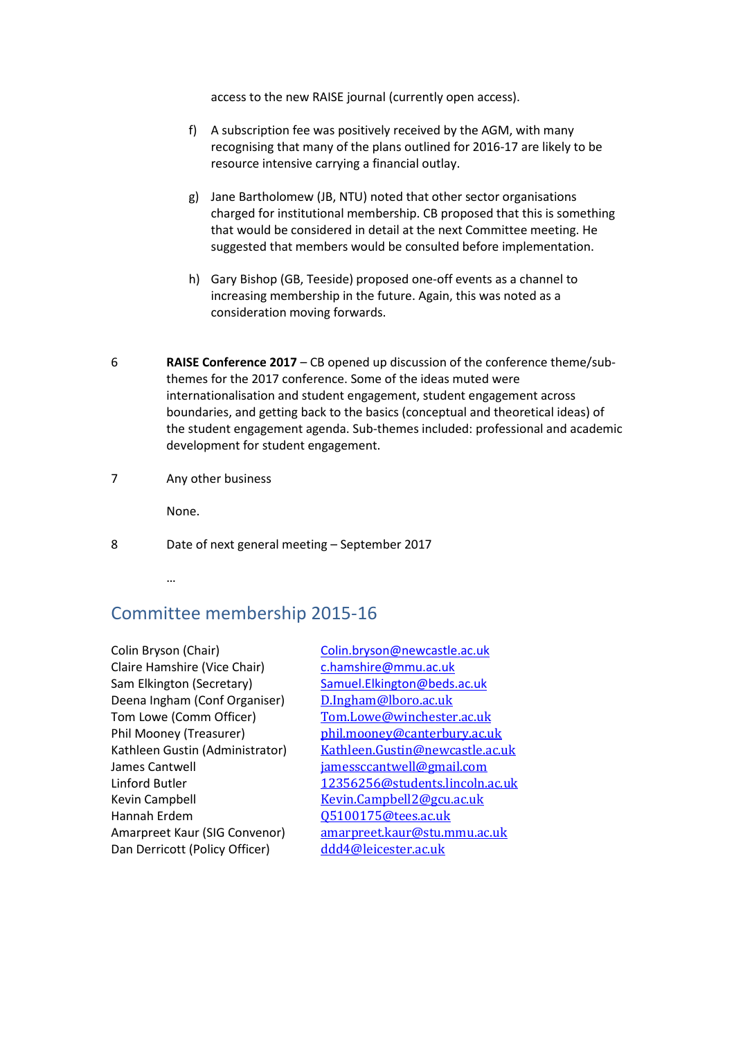access to the new RAISE journal (currently open access).

f) A subscription fee was positively received by the AGM, with many recognising that many of the plans outlined for 2016-17 are likely to be resource intensive carrying a financial outlay.

g) Jane Bartholomew (JB, NTU) noted that other sector organisations charged for institutional membership. CB proposed that this is something that would be considered in detail at the next Committee meeting. He suggested that members would be consulted before implementation.

h) Gary Bishop (GB, Teeside) proposed one-off events as a channel to increasing membership in the future. Again, this was noted as a consideration moving forwards.

6 **RAISE Conference 2017** – CB opened up discussion of the conference theme/sub-themes for the 2017 conference. Some of the ideas muted were internationalisation and student engagement, student engagement across boundaries, and getting back to the basics (conceptual and theoretical ideas) of the student engagement agenda. Sub-themes included: professional and academic development for student engagement.

7 Any other business

None.

8 Date of next general meeting – September 2017

…

## Committee membership 2015-16

| | |
|---|---|
| Colin Bryson (Chair) | Colin.bryson@newcastle.ac.uk |
| Claire Hamshire (Vice Chair) | c.hamshire@mmu.ac.uk |
| Sam Elkington (Secretary) | Samuel.Elkington@beds.ac.uk |
| Deena Ingham (Conf Organiser) | D.Ingham@lboro.ac.uk |
| Tom Lowe (Comm Officer) | Tom.Lowe@winchester.ac.uk |
| Phil Mooney (Treasurer) | phil.mooney@canterbury.ac.uk |
| Kathleen Gustin (Administrator) | Kathleen.Gustin@newcastle.ac.uk |
| James Cantwell | jamessccantwell@gmail.com |
| Linford Butler | 12356256@students.lincoln.ac.uk |
| Kevin Campbell | Kevin.Campbell2@gcu.ac.uk |
| Hannah Erdem | Q5100175@tees.ac.uk |
| Amarpreet Kaur (SIG Convenor) | amarpreet.kaur@stu.mmu.ac.uk |
| Dan Derricott (Policy Officer) | ddd4@leicester.ac.uk |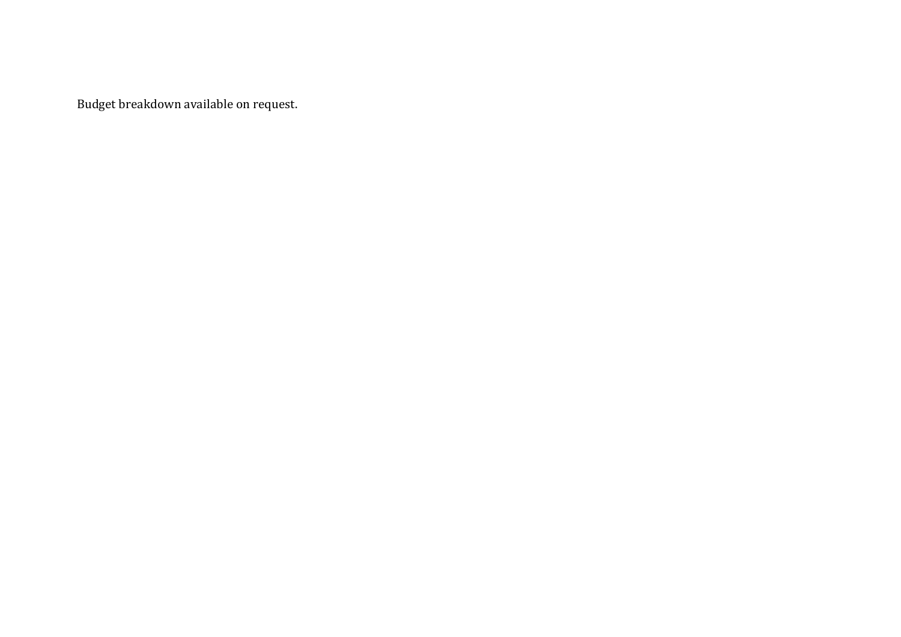Budget breakdown available on request.